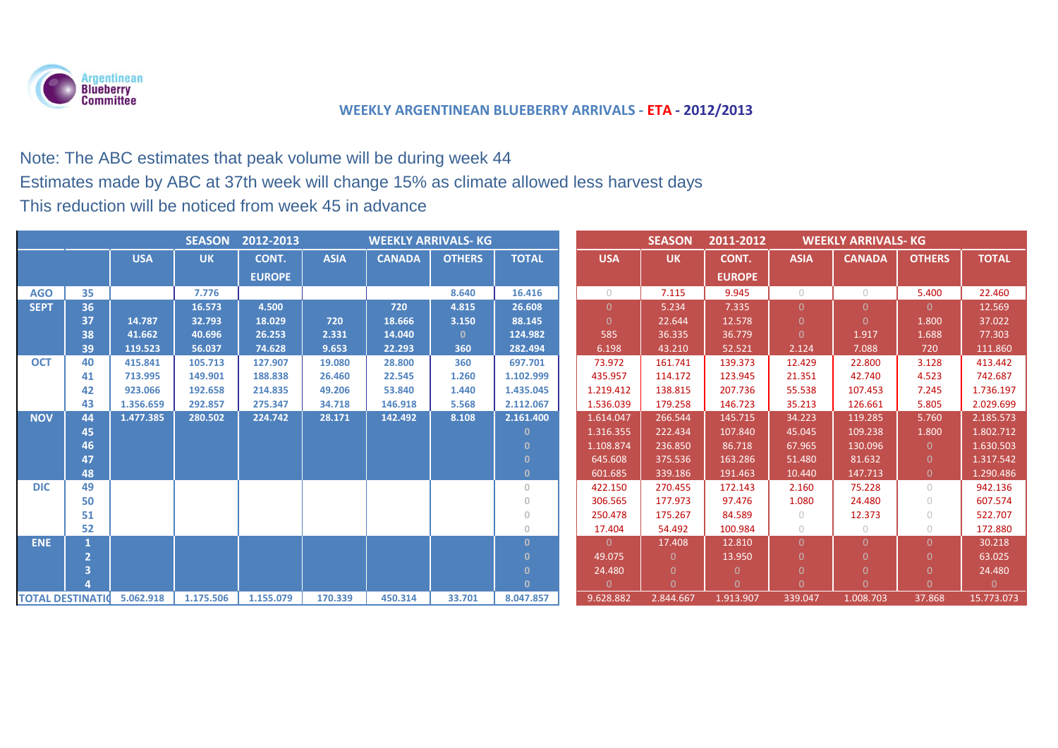Argentinean Blueberry Committee

## WEEKLY ARGENTINEAN BLUEBERRY ARRIVALS - ETA - 2012/2013

Note: The ABC estimates that peak volume will be during week 44

Estimates made by ABC at 37th week will change 15% as climate allowed less harvest days

This reduction will be noticed from week 45 in advance

| | | SEASON 2012-2013 WEEKLY ARRIVALS- KG | | | | | | | SEASON 2011-2012 WEEKLY ARRIVALS- KG | | | | | | |
|---|---|---|---|---|---|---|---|---|---|---|---|---|---|---|---|
| | | USA | UK | CONT. EUROPE | ASIA | CANADA | OTHERS | TOTAL | USA | UK | CONT. EUROPE | ASIA | CANADA | OTHERS | TOTAL |
| AGO | 35 | | 7.776 | | | | 8.640 | 16.416 | 0 | 7.115 | 9.945 | 0 | 0 | 5.400 | 22.460 |
| SEPT | 36 | | 16.573 | 4.500 | | 720 | 4.815 | 26.608 | 0 | 5.234 | 7.335 | 0 | 0 | 0 | 12.569 |
| | 37 | 14.787 | 32.793 | 18.029 | 720 | 18.666 | 3.150 | 88.145 | 0 | 22.644 | 12.578 | 0 | 0 | 1.800 | 37.022 |
| | 38 | 41.662 | 40.696 | 26.253 | 2.331 | 14.040 | 0 | 124.982 | 585 | 36.335 | 36.779 | 0 | 1.917 | 1.688 | 77.303 |
| | 39 | 119.523 | 56.037 | 74.628 | 9.653 | 22.293 | 360 | 282.494 | 6.198 | 43.210 | 52.521 | 2.124 | 7.088 | 720 | 111.860 |
| OCT | 40 | 415.841 | 105.713 | 127.907 | 19.080 | 28.800 | 360 | 697.701 | 73.972 | 161.741 | 139.373 | 12.429 | 22.800 | 3.128 | 413.442 |
| | 41 | 713.995 | 149.901 | 188.838 | 26.460 | 22.545 | 1.260 | 1.102.999 | 435.957 | 114.172 | 123.945 | 21.351 | 42.740 | 4.523 | 742.687 |
| | 42 | 923.066 | 192.658 | 214.835 | 49.206 | 53.840 | 1.440 | 1.435.045 | 1.219.412 | 138.815 | 207.736 | 55.538 | 107.453 | 7.245 | 1.736.197 |
| | 43 | 1.356.659 | 292.857 | 275.347 | 34.718 | 146.918 | 5.568 | 2.112.067 | 1.536.039 | 179.258 | 146.723 | 35.213 | 126.661 | 5.805 | 2.029.699 |
| NOV | 44 | 1.477.385 | 280.502 | 224.742 | 28.171 | 142.492 | 8.108 | 2.161.400 | 1.614.047 | 266.544 | 145.715 | 34.223 | 119.285 | 5.760 | 2.185.573 |
| | 45 | | | | | | | 0 | 1.316.355 | 222.434 | 107.840 | 45.045 | 109.238 | 1.800 | 1.802.712 |
| | 46 | | | | | | | 0 | 1.108.874 | 236.850 | 86.718 | 67.965 | 130.096 | 0 | 1.630.503 |
| | 47 | | | | | | | 0 | 645.608 | 375.536 | 163.286 | 51.480 | 81.632 | 0 | 1.317.542 |
| | 48 | | | | | | | 0 | 601.685 | 339.186 | 191.463 | 10.440 | 147.713 | 0 | 1.290.486 |
| DIC | 49 | | | | | | | 0 | 422.150 | 270.455 | 172.143 | 2.160 | 75.228 | 0 | 942.136 |
| | 50 | | | | | | | 0 | 306.565 | 177.973 | 97.476 | 1.080 | 24.480 | 0 | 607.574 |
| | 51 | | | | | | | 0 | 250.478 | 175.267 | 84.589 | 0 | 12.373 | 0 | 522.707 |
| | 52 | | | | | | | 0 | 17.404 | 54.492 | 100.984 | 0 | 0 | 0 | 172.880 |
| ENE | 1 | | | | | | | 0 | 0 | 17.408 | 12.810 | 0 | 0 | 0 | 30.218 |
| | 2 | | | | | | | 0 | 49.075 | 0 | 13.950 | 0 | 0 | 0 | 63.025 |
| | 3 | | | | | | | 0 | 24.480 | 0 | 0 | 0 | 0 | 0 | 24.480 |
| | 4 | | | | | | | 0 | 0 | 0 | 0 | 0 | 0 | 0 | 0 |
| TOTAL DESTINATIO | | 5.062.918 | 1.175.506 | 1.155.079 | 170.339 | 450.314 | 33.701 | 8.047.857 | 9.628.882 | 2.844.667 | 1.913.907 | 339.047 | 1.008.703 | 37.868 | 15.773.073 |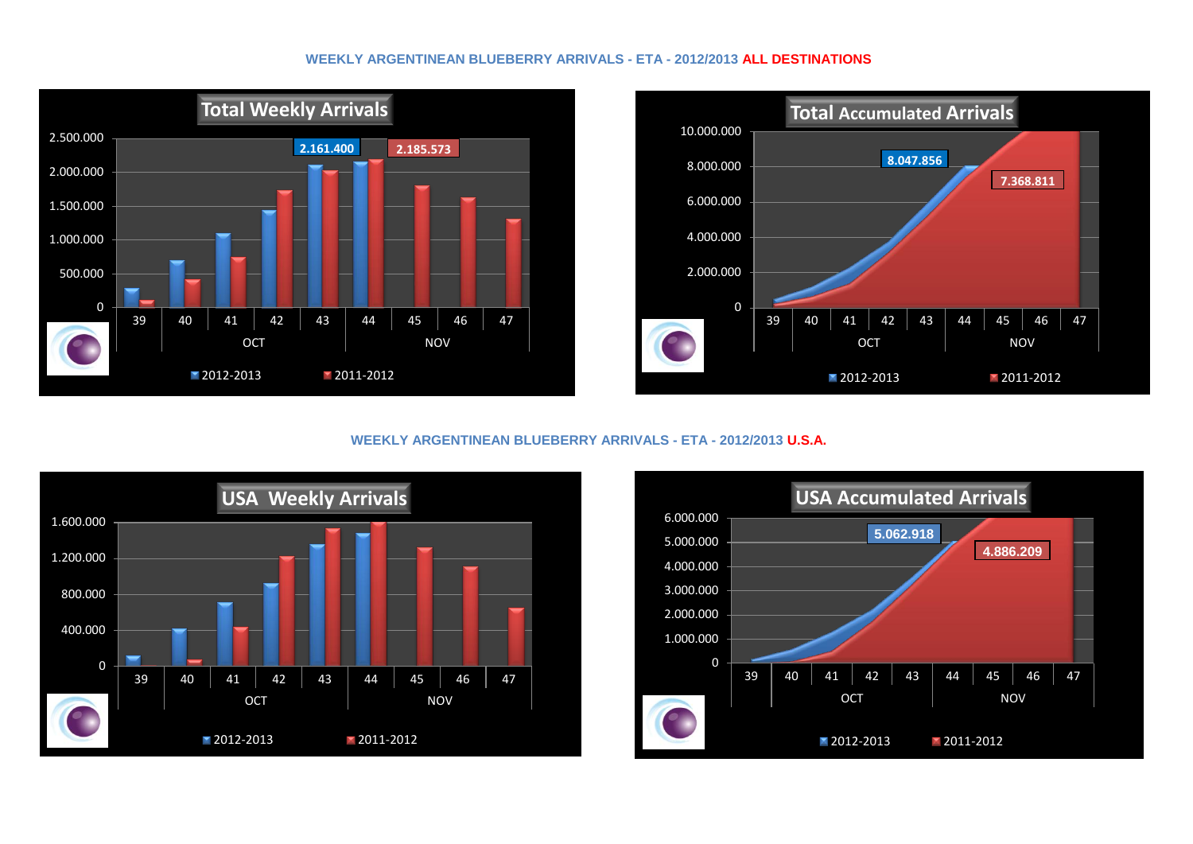## WEEKLY ARGENTINEAN BLUEBERRY ARRIVALS - ETA - 2012/2013 **ALL DESTINATIONS**

**Total Weekly Arrivals**

2.161.400 — 2.185.573

2012-2013 | 2011-2012

**Total Accumulated Arrivals**

8.047.856 — 7.368.811

2012-2013 | 2011-2012

## WEEKLY ARGENTINEAN BLUEBERRY ARRIVALS - ETA - 2012/2013 **U.S.A.**

**USA Weekly Arrivals**

2012-2013 | 2011-2012

**USA Accumulated Arrivals**

5.062.918 — 4.886.209

2012-2013 | 2011-2012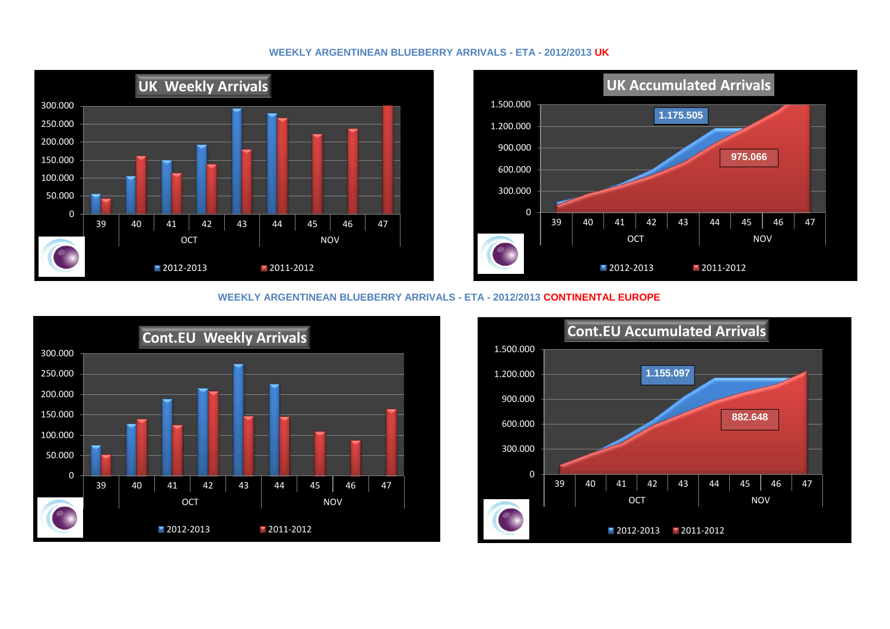## WEEKLY ARGENTINEAN BLUEBERRY ARRIVALS - ETA - 2012/2013 UK

**UK Weekly Arrivals**

300.000
250.000
200.000
150.000
100.000
50.000
0

39 | 40 | 41 | 42 | 43 | 44 | 45 | 46 | 47

OCT | NOV

2012-2013 | 2011-2012

**UK Accumulated Arrivals**

1.500.000
1.200.000
900.000
600.000
300.000
0

1.175.505

975.066

39 | 40 | 41 | 42 | 43 | 44 | 45 | 46 | 47

OCT | NOV

2012-2013 | 2011-2012

## WEEKLY ARGENTINEAN BLUEBERRY ARRIVALS - ETA - 2012/2013 CONTINENTAL EUROPE

**Cont.EU Weekly Arrivals**

300.000
250.000
200.000
150.000
100.000
50.000
0

39 | 40 | 41 | 42 | 43 | 44 | 45 | 46 | 47

OCT | NOV

2012-2013 | 2011-2012

**Cont.EU Accumulated Arrivals**

1.500.000
1.200.000
900.000
600.000
300.000
0

1.155.097

882.648

39 | 40 | 41 | 42 | 43 | 44 | 45 | 46 | 47

OCT | NOV

2012-2013 | 2011-2012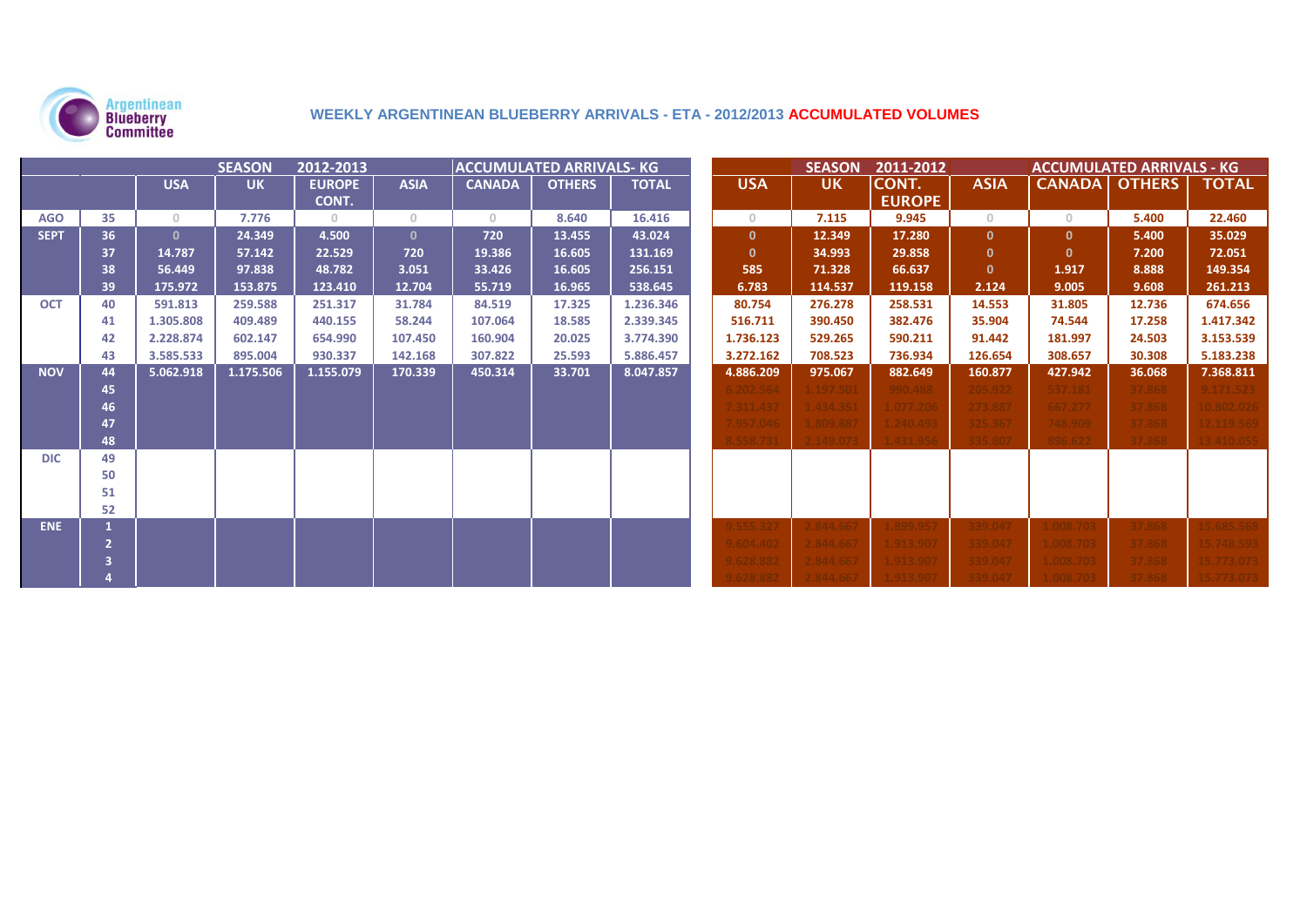Argentinean Blueberry Committee

## WEEKLY ARGENTINEAN BLUEBERRY ARRIVALS - ETA - 2012/2013 ACCUMULATED VOLUMES

| | | SEASON 2012-2013 | | | | ACCUMULATED ARRIVALS- KG | | | SEASON 2011-2012 | | | | ACCUMULATED ARRIVALS - KG | | |
|---|---|---|---|---|---|---|---|---|---|---|---|---|---|---|---|
| | | USA | UK | EUROPE CONT. | ASIA | CANADA | OTHERS | TOTAL | USA | UK | CONT. EUROPE | ASIA | CANADA | OTHERS | TOTAL |
| AGO | 35 | 0 | 7.776 | 0 | 0 | 0 | 8.640 | 16.416 | 0 | 7.115 | 9.945 | 0 | 0 | 5.400 | 22.460 |
| SEPT | 36 | 0 | 24.349 | 4.500 | 0 | 720 | 13.455 | 43.024 | 0 | 12.349 | 17.280 | 0 | 0 | 5.400 | 35.029 |
| | 37 | 14.787 | 57.142 | 22.529 | 720 | 19.386 | 16.605 | 131.169 | 0 | 34.993 | 29.858 | 0 | 0 | 7.200 | 72.051 |
| | 38 | 56.449 | 97.838 | 48.782 | 3.051 | 33.426 | 16.605 | 256.151 | 585 | 71.328 | 66.637 | 0 | 1.917 | 8.888 | 149.354 |
| | 39 | 175.972 | 153.875 | 123.410 | 12.704 | 55.719 | 16.965 | 538.645 | 6.783 | 114.537 | 119.158 | 2.124 | 9.005 | 9.608 | 261.213 |
| OCT | 40 | 591.813 | 259.588 | 251.317 | 31.784 | 84.519 | 17.325 | 1.236.346 | 80.754 | 276.278 | 258.531 | 14.553 | 31.805 | 12.736 | 674.656 |
| | 41 | 1.305.808 | 409.489 | 440.155 | 58.244 | 107.064 | 18.585 | 2.339.345 | 516.711 | 390.450 | 382.476 | 35.904 | 74.544 | 17.258 | 1.417.342 |
| | 42 | 2.228.874 | 602.147 | 654.990 | 107.450 | 160.904 | 20.025 | 3.774.390 | 1.736.123 | 529.265 | 590.211 | 91.442 | 181.997 | 24.503 | 3.153.539 |
| | 43 | 3.585.533 | 895.004 | 930.337 | 142.168 | 307.822 | 25.593 | 5.886.457 | 3.272.162 | 708.523 | 736.934 | 126.654 | 308.657 | 30.308 | 5.183.238 |
| NOV | 44 | 5.062.918 | 1.175.506 | 1.155.079 | 170.339 | 450.314 | 33.701 | 8.047.857 | 4.886.209 | 975.067 | 882.649 | 160.877 | 427.942 | 36.068 | 7.368.811 |
| | 45 | | | | | | | | 6.202.564 | 1.197.501 | 990.488 | 205.922 | 537.181 | 37.868 | 9.171.523 |
| | 46 | | | | | | | | 7.311.437 | 1.434.351 | 1.077.206 | 273.887 | 667.277 | 37.868 | 10.802.026 |
| | 47 | | | | | | | | 7.957.046 | 1.809.887 | 1.240.493 | 325.367 | 748.909 | 37.868 | 12.119.569 |
| | 48 | | | | | | | | 8.558.731 | 2.149.073 | 1.431.956 | 335.807 | 896.622 | 37.868 | 13.410.055 |
| DIC | 49 | | | | | | | | | | | | | | |
| | 50 | | | | | | | | | | | | | | |
| | 51 | | | | | | | | | | | | | | |
| | 52 | | | | | | | | | | | | | | |
| ENE | 1 | | | | | | | | 9.555.327 | 2.844.667 | 1.899.957 | 339.047 | 1.008.703 | 37.868 | 15.685.568 |
| | 2 | | | | | | | | 9.604.402 | 2.844.667 | 1.913.907 | 339.047 | 1.008.703 | 37.868 | 15.748.593 |
| | 3 | | | | | | | | 9.628.882 | 2.844.667 | 1.913.907 | 339.047 | 1.008.703 | 37.868 | 15.773.073 |
| | 4 | | | | | | | | 9.628.882 | 2.844.667 | 1.913.907 | 339.047 | 1.008.703 | 37.868 | 15.773.073 |